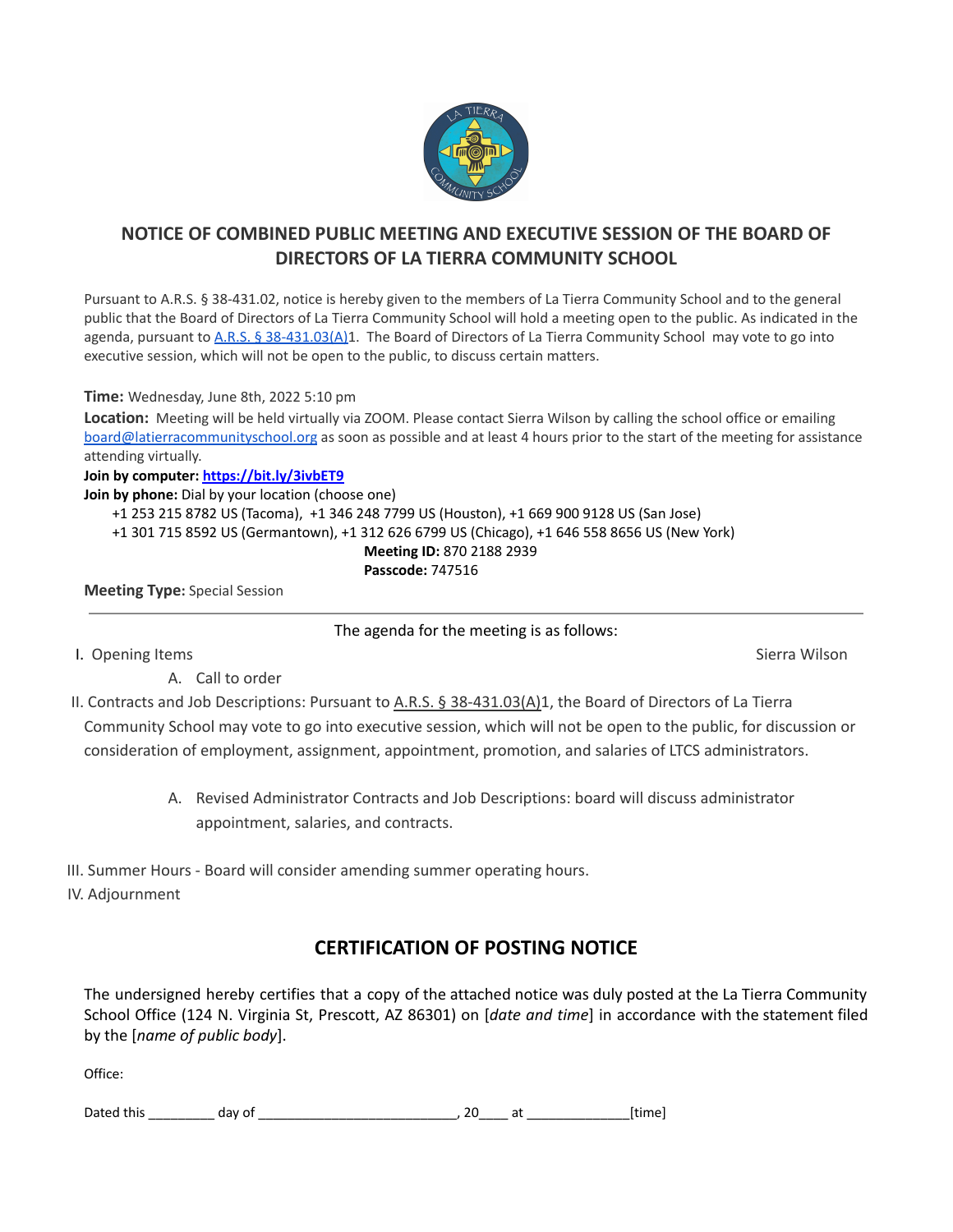# NOTICE OF COMBINED PUBLIC MEETING AND EXECUTIVE SESSION OF THE BOARD OF DIRECTORS OF LA TIERRA COMMUNITY SCHOOL

Pursuant to A.R.S. § 38-431.02, notice is hereby given to the members of La Tierra Community School and to the general public that the Board of Directors of La Tierra Community School will hold a meeting open to the public. As indicated in the agenda, pursuant to A.R.S. § 38-431.03(A)1. The Board of Directors of La Tierra Community School may vote to go into executive session, which will not be open to the public, to discuss certain matters.

**Time:** Wednesday, June 8th, 2022 5:10 pm

**Location:** Meeting will be held virtually via ZOOM. Please contact Sierra Wilson by calling the school office or emailing board@latierracommunityschool.org as soon as possible and at least 4 hours prior to the start of the meeting for assistance attending virtually.

**Join by computer: https://bit.ly/3ivbET9**

**Join by phone:** Dial by your location (choose one)

+1 253 215 8782 US (Tacoma), +1 346 248 7799 US (Houston), +1 669 900 9128 US (San Jose)
+1 301 715 8592 US (Germantown), +1 312 626 6799 US (Chicago), +1 646 558 8656 US (New York)

**Meeting ID:** 870 2188 2939
**Passcode:** 747516

**Meeting Type:** Special Session

---

The agenda for the meeting is as follows:

I. Opening Items — Sierra Wilson

A. Call to order

II. Contracts and Job Descriptions: Pursuant to A.R.S. § 38-431.03(A)1, the Board of Directors of La Tierra Community School may vote to go into executive session, which will not be open to the public, for discussion or consideration of employment, assignment, appointment, promotion, and salaries of LTCS administrators.

A. Revised Administrator Contracts and Job Descriptions: board will discuss administrator appointment, salaries, and contracts.

III. Summer Hours - Board will consider amending summer operating hours.

IV. Adjournment

## CERTIFICATION OF POSTING NOTICE

The undersigned hereby certifies that a copy of the attached notice was duly posted at the La Tierra Community School Office (124 N. Virginia St, Prescott, AZ 86301) on [*date and time*] in accordance with the statement filed by the [*name of public body*].

Office:

Dated this _________ day of __________________________, 20____ at ______________[time]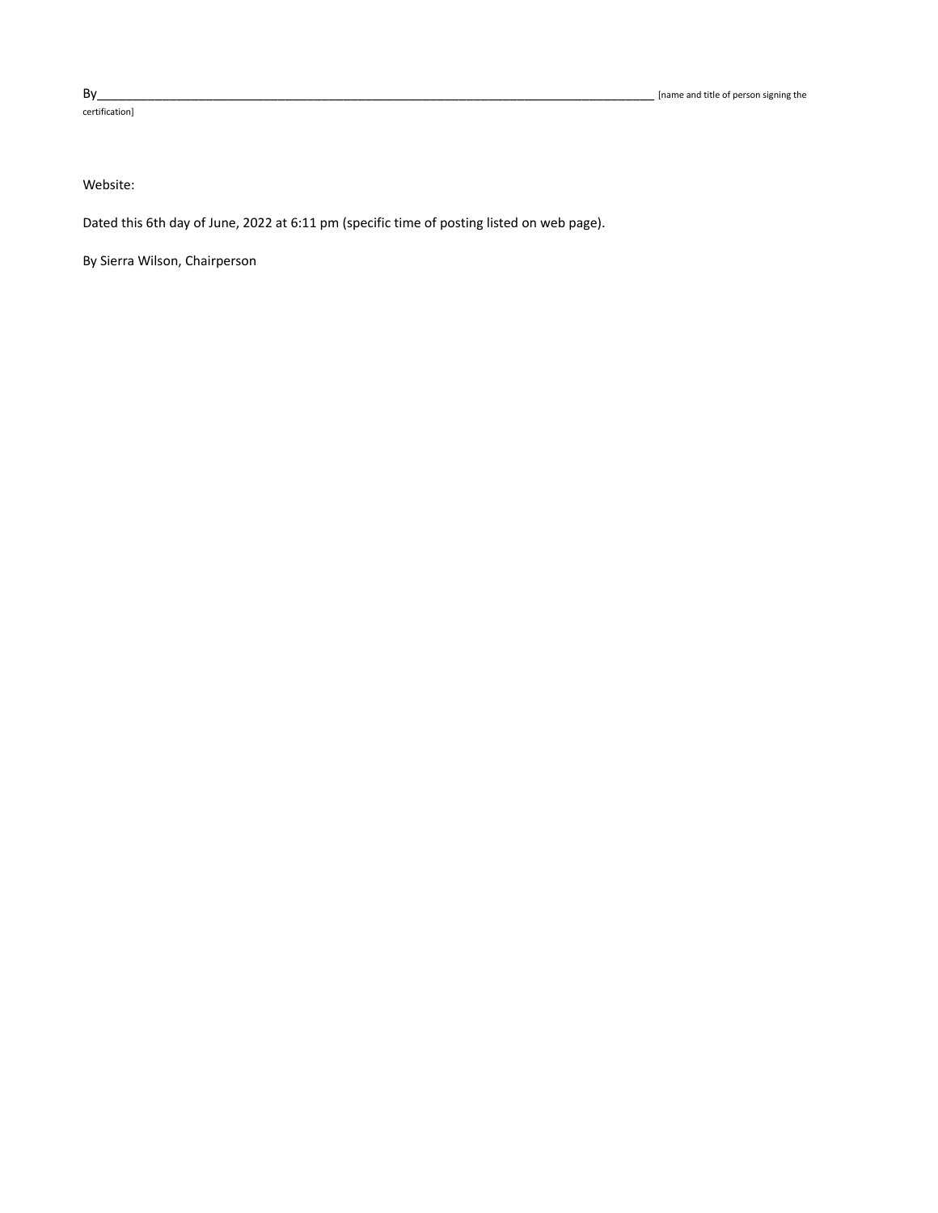By_______________________________________________________________________________ [name and title of person signing the certification]

Website:

Dated this 6th day of June, 2022 at 6:11 pm (specific time of posting listed on web page).

By Sierra Wilson, Chairperson